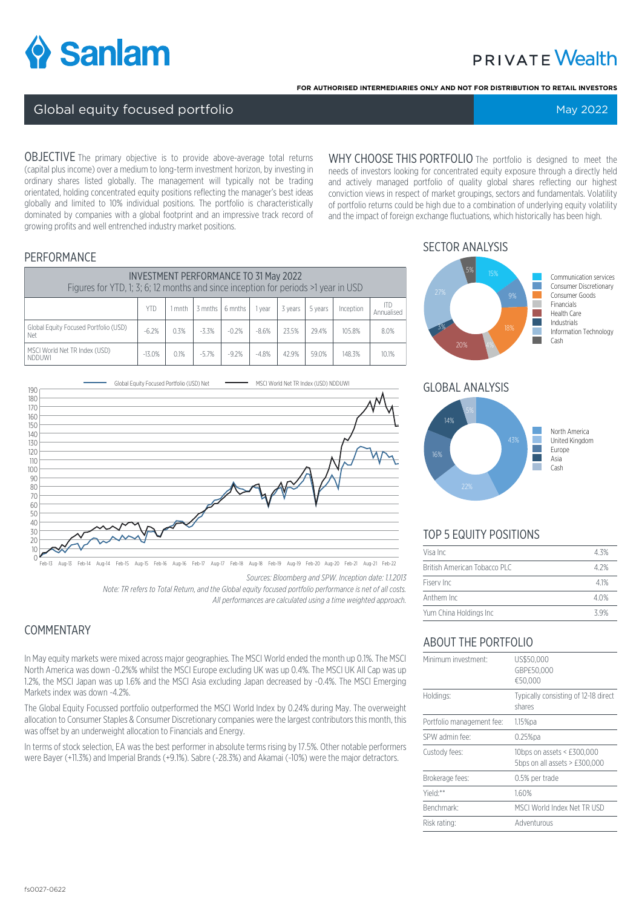# Sanlam PRIVATE Wealth

**FOR AUTHORISED INTERMEDIARIES ONLY AND NOT FOR DISTRIBUTION TO RETAIL INVESTORS**

## Global equity focused portfolio

May 2022

**OBJECTIVE** The primary objective is to provide above-average total returns (capital plus income) over a medium to long-term investment horizon, by investing in ordinary shares listed globally. The management will typically not be trading orientated, holding concentrated equity positions reflecting the manager's best ideas globally and limited to 10% individual positions. The portfolio is characteristically dominated by companies with a global footprint and an impressive track record of growing profits and well entrenched industry market positions.

**WHY CHOOSE THIS PORTFOLIO** The portfolio is designed to meet the needs of investors looking for concentrated equity exposure through a directly held and actively managed portfolio of quality global shares reflecting our highest conviction views in respect of market groupings, sectors and fundamentals. Volatility of portfolio returns could be high due to a combination of underlying equity volatility and the impact of foreign exchange fluctuations, which historically has been high.

## PERFORMANCE

INVESTMENT PERFORMANCE TO 31 May 2022
Figures for YTD, 1; 3; 6; 12 months and since inception for periods >1 year in USD

| | YTD | 1 mnth | 3 mnths | 6 mnths | 1 year | 3 years | 5 years | Inception | ITD Annualised |
|---|---|---|---|---|---|---|---|---|---|
| Global Equity Focused Portfolio (USD) Net | -6.2% | 0.3% | -3.3% | -0.2% | -8.6% | 23.5% | 29.4% | 105.8% | 8.0% |
| MSCI World Net TR Index (USD) NDDUWI | -13.0% | 0.1% | -5.7% | -9.2% | -4.8% | 42.9% | 59.0% | 148.3% | 10.1% |

*Sources: Bloomberg and SPW. Inception date: 1.1.2013*

*Note: TR refers to Total Return, and the Global equity focused portfolio performance is net of all costs. All performances are calculated using a time weighted approach.*

## SECTOR ANALYSIS

| Sector | % |
|---|---|
| Communication services | 15% |
| Consumer Discretionary | 9% |
| Consumer Goods | 18% |
| Financials | 4% |
| Health Care | 20% |
| Industrials | 3% |
| Information Technology | 27% |
| Cash | 5% |

## GLOBAL ANALYSIS

| Region | % |
|---|---|
| North America | 43% |
| United Kingdom | 22% |
| Europe | 16% |
| Asia | 14% |
| Cash | 5% |

## TOP 5 EQUITY POSITIONS

| | |
|---|---|
| Visa Inc | 4.3% |
| British American Tobacco PLC | 4.2% |
| Fiserv Inc | 4.1% |
| Anthem Inc | 4.0% |
| Yum China Holdings Inc | 3.9% |

## COMMENTARY

In May equity markets were mixed across major geographies. The MSCI World ended the month up 0.1%. The MSCI North America was down -0.2%% whilst the MSCI Europe excluding UK was up 0.4%. The MSCI UK All Cap was up 1.2%, the MSCI Japan was up 1.6% and the MSCI Asia excluding Japan decreased by -0.4%. The MSCI Emerging Markets index was down -4.2%.

The Global Equity Focussed portfolio outperformed the MSCI World Index by 0.24% during May. The overweight allocation to Consumer Staples & Consumer Discretionary companies were the largest contributors this month, this was offset by an underweight allocation to Financials and Energy.

In terms of stock selection, EA was the best performer in absolute terms rising by 17.5%. Other notable performers were Bayer (+11.3%) and Imperial Brands (+9.1%). Sabre (-28.3%) and Akamai (-10%) were the major detractors.

## ABOUT THE PORTFOLIO

| | |
|---|---|
| Minimum investment: | US$50,000<br>GBP£50,000<br>€50,000 |
| Holdings: | Typically consisting of 12-18 direct shares |
| Portfolio management fee: | 1.15%pa |
| SPW admin fee: | 0.25%pa |
| Custody fees: | 10bps on assets < £300,000<br>5bps on all assets > £300,000 |
| Brokerage fees: | 0.5% per trade |
| Yield:** | 1.60% |
| Benchmark: | MSCI World Index Net TR USD |
| Risk rating: | Adventurous |

fs0027-0622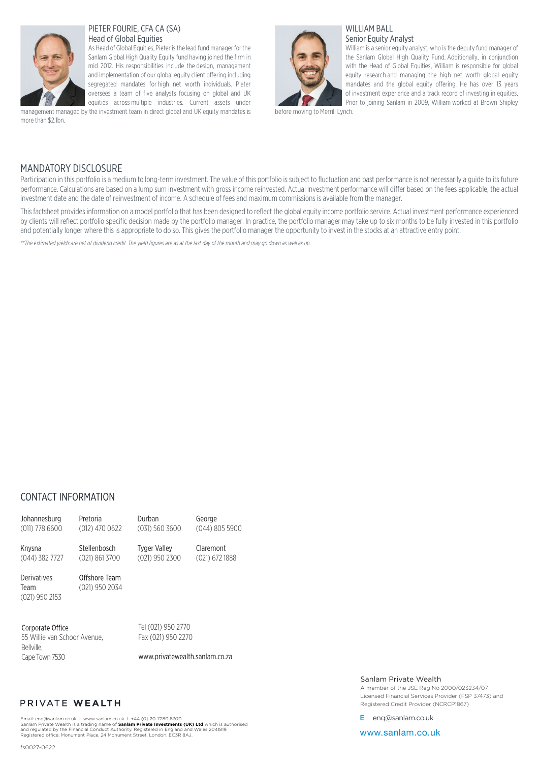### PIETER FOURIE, CFA CA (SA)
Head of Global Equities

As Head of Global Equities, Pieter is the lead fund manager for the Sanlam Global High Quality Equity fund having joined the firm in mid 2012. His responsibilities include the design, management and implementation of our global equity client offering including segregated mandates for high net worth individuals. Pieter oversees a team of five analysts focusing on global and UK equities across multiple industries. Current assets under management managed by the investment team in direct global and UK equity mandates is more than $2.1bn.

### WILLIAM BALL
Senior Equity Analyst

William is a senior equity analyst, who is the deputy fund manager of the Sanlam Global High Quality Fund. Additionally, in conjunction with the Head of Global Equities, William is responsible for global equity research and managing the high net worth global equity mandates and the global equity offering. He has over 13 years of investment experience and a track record of investing in equities. Prior to joining Sanlam in 2009, William worked at Brown Shipley before moving to Merrill Lynch.

## MANDATORY DISCLOSURE

Participation in this portfolio is a medium to long-term investment. The value of this portfolio is subject to fluctuation and past performance is not necessarily a guide to its future performance. Calculations are based on a lump sum investment with gross income reinvested. Actual investment performance will differ based on the fees applicable, the actual investment date and the date of reinvestment of income. A schedule of fees and maximum commissions is available from the manager.

This factsheet provides information on a model portfolio that has been designed to reflect the global equity income portfolio service. Actual investment performance experienced by clients will reflect portfolio specific decision made by the portfolio manager. In practice, the portfolio manager may take up to six months to be fully invested in this portfolio and potentially longer where this is appropriate to do so. This gives the portfolio manager the opportunity to invest in the stocks at an attractive entry point.

*\*\*The estimated yields are net of dividend credit. The yield figures are as at the last day of the month and may go down as well as up.*

## CONTACT INFORMATION

| | | | |
|---|---|---|---|
| Johannesburg (011) 778 6600 | Pretoria (012) 470 0622 | Durban (031) 560 3600 | George (044) 805 5900 |
| Knysna (044) 382 7727 | Stellenbosch (021) 861 3700 | Tyger Valley (021) 950 2300 | Claremont (021) 672 1888 |
| Derivatives Team (021) 950 2153 | Offshore Team (021) 950 2034 | | |

Corporate Office
55 Willie van Schoor Avenue,
Bellville,
Cape Town 7530

Tel (021) 950 2770
Fax (021) 950 2270

www.privatewealth.sanlam.co.za

PRIVATE **WEALTH**

Email: enq@sanlam.co.uk | www.sanlam.co.uk | +44 (0) 20 7280 8700
Sanlam Private Wealth is a trading name of **Sanlam Private Investments (UK) Ltd** which is authorised and regulated by the Financial Conduct Authority. Registered in England and Wales 2041819.
Registered office: Monument Place, 24 Monument Street, London, EC3R 8AJ.

Sanlam Private Wealth
A member of the JSE Reg No 2000/023234/07
Licensed Financial Services Provider (FSP 37473) and
Registered Credit Provider (NCRCP1867)

E enq@sanlam.co.uk

www.sanlam.co.uk

fs0027-0622